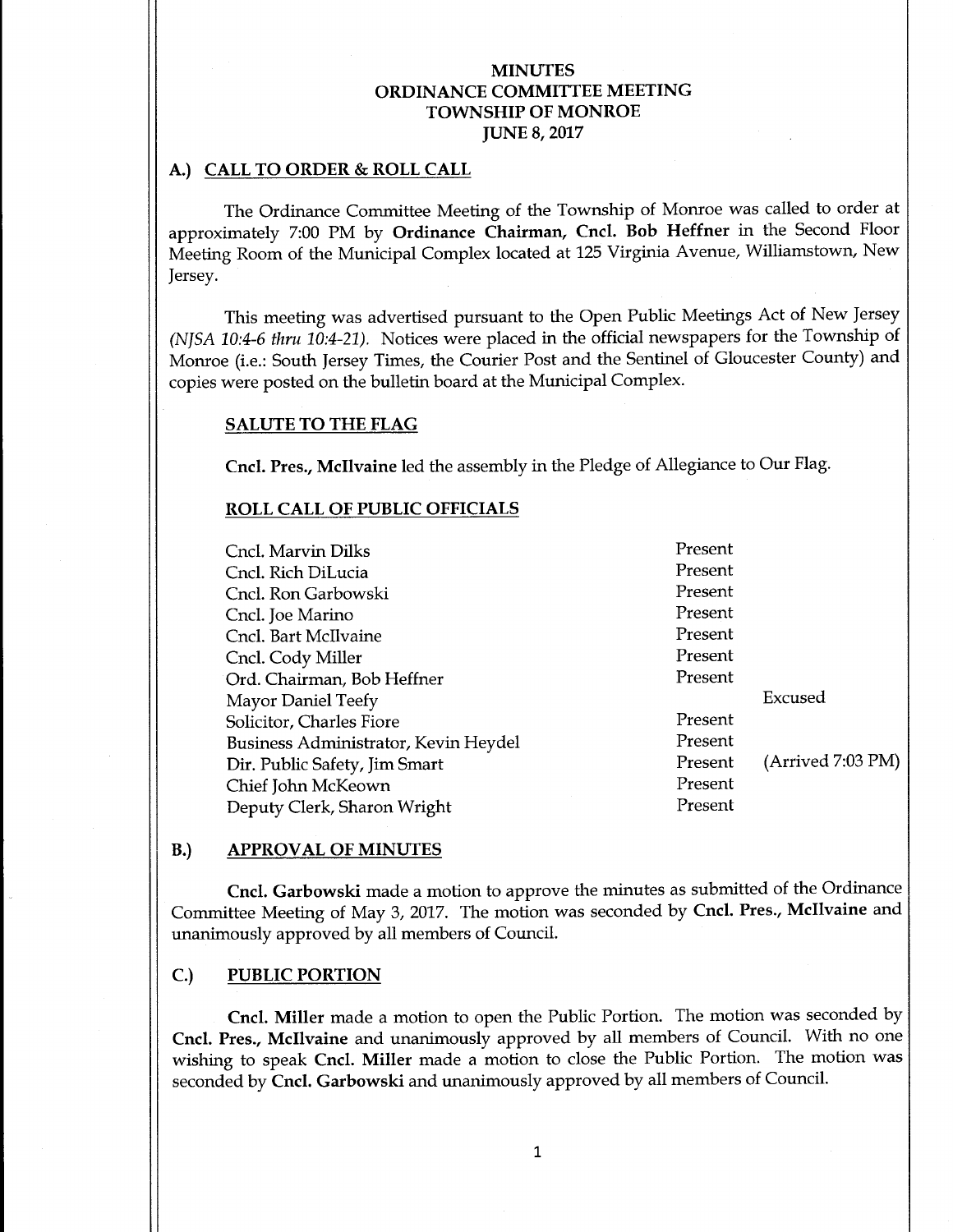# MINUTES
# ORDINANCE COMMITTEE MEETING
# TOWNSHIP OF MONROE
# JUNE 8, 2017

## A.) CALL TO ORDER & ROLL CALL

The Ordinance Committee Meeting of the Township of Monroe was called to order at approximately 7:00 PM by **Ordinance Chairman, Cncl. Bob Heffner** in the Second Floor Meeting Room of the Municipal Complex located at 125 Virginia Avenue, Williamstown, New Jersey.

This meeting was advertised pursuant to the Open Public Meetings Act of New Jersey *(NJSA 10:4-6 thru 10:4-21).* Notices were placed in the official newspapers for the Township of Monroe (i.e.: South Jersey Times, the Courier Post and the Sentinel of Gloucester County) and copies were posted on the bulletin board at the Municipal Complex.

### SALUTE TO THE FLAG

**Cncl. Pres., McIlvaine** led the assembly in the Pledge of Allegiance to Our Flag.

### ROLL CALL OF PUBLIC OFFICIALS

| | | |
|---|---|---|
| Cncl. Marvin Dilks | Present | |
| Cncl. Rich DiLucia | Present | |
| Cncl. Ron Garbowski | Present | |
| Cncl. Joe Marino | Present | |
| Cncl. Bart McIlvaine | Present | |
| Cncl. Cody Miller | Present | |
| Ord. Chairman, Bob Heffner | Present | |
| Mayor Daniel Teefy | | Excused |
| Solicitor, Charles Fiore | Present | |
| Business Administrator, Kevin Heydel | Present | |
| Dir. Public Safety, Jim Smart | Present | (Arrived 7:03 PM) |
| Chief John McKeown | Present | |
| Deputy Clerk, Sharon Wright | Present | |

## B.) APPROVAL OF MINUTES

**Cncl. Garbowski** made a motion to approve the minutes as submitted of the Ordinance Committee Meeting of May 3, 2017. The motion was seconded by **Cncl. Pres., McIlvaine** and unanimously approved by all members of Council.

## C.) PUBLIC PORTION

**Cncl. Miller** made a motion to open the Public Portion. The motion was seconded by **Cncl. Pres., McIlvaine** and unanimously approved by all members of Council. With no one wishing to speak **Cncl. Miller** made a motion to close the Public Portion. The motion was seconded by **Cncl. Garbowski** and unanimously approved by all members of Council.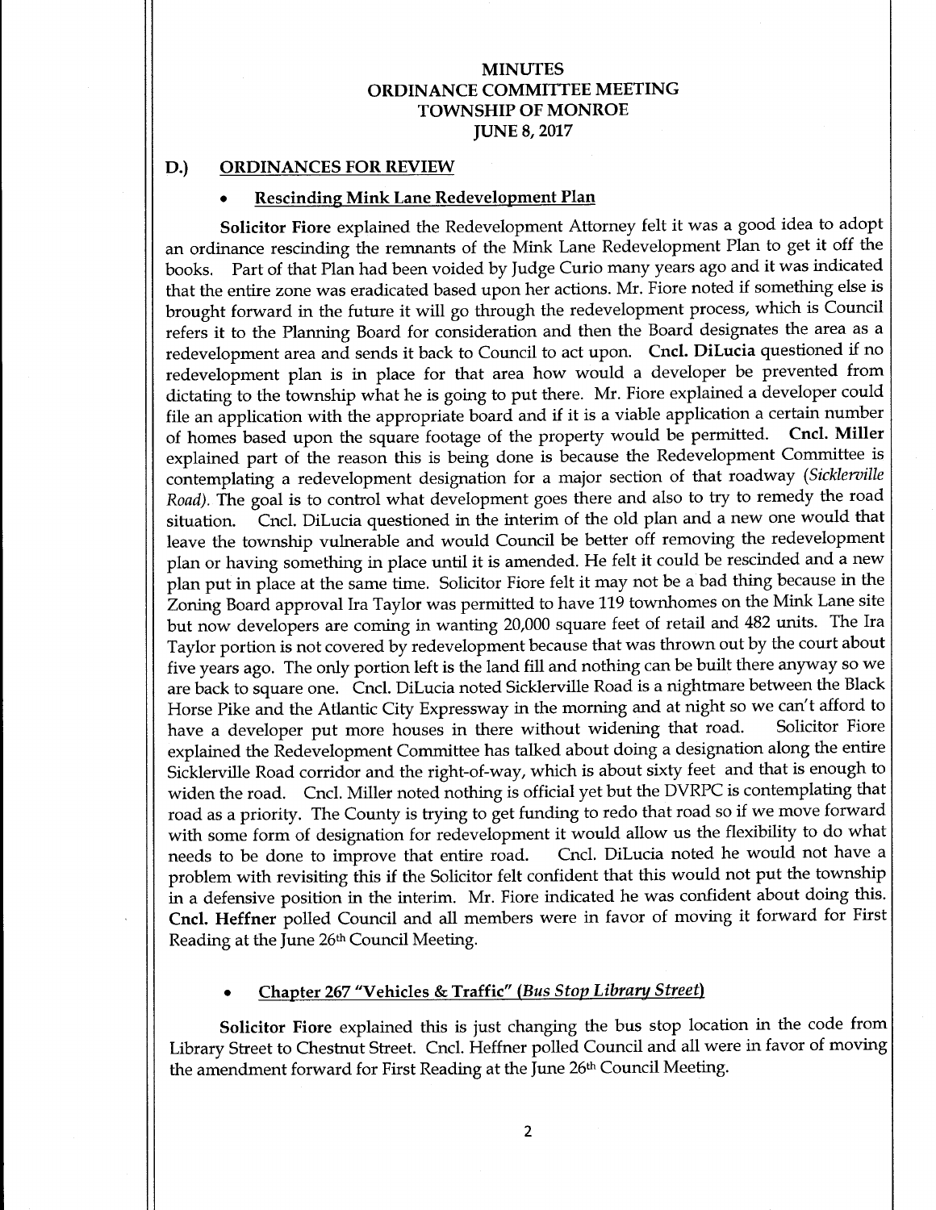**MINUTES**
**ORDINANCE COMMITTEE MEETING**
**TOWNSHIP OF MONROE**
**JUNE 8, 2017**

## D.) ORDINANCES FOR REVIEW

- **Rescinding Mink Lane Redevelopment Plan**

**Solicitor Fiore** explained the Redevelopment Attorney felt it was a good idea to adopt an ordinance rescinding the remnants of the Mink Lane Redevelopment Plan to get it off the books. Part of that Plan had been voided by Judge Curio many years ago and it was indicated that the entire zone was eradicated based upon her actions. Mr. Fiore noted if something else is brought forward in the future it will go through the redevelopment process, which is Council refers it to the Planning Board for consideration and then the Board designates the area as a redevelopment area and sends it back to Council to act upon. **Cncl. DiLucia** questioned if no redevelopment plan is in place for that area how would a developer be prevented from dictating to the township what he is going to put there. Mr. Fiore explained a developer could file an application with the appropriate board and if it is a viable application a certain number of homes based upon the square footage of the property would be permitted. **Cncl. Miller** explained part of the reason this is being done is because the Redevelopment Committee is contemplating a redevelopment designation for a major section of that roadway *(Sicklerville Road)*. The goal is to control what development goes there and also to try to remedy the road situation. Cncl. DiLucia questioned in the interim of the old plan and a new one would that leave the township vulnerable and would Council be better off removing the redevelopment plan or having something in place until it is amended. He felt it could be rescinded and a new plan put in place at the same time. Solicitor Fiore felt it may not be a bad thing because in the Zoning Board approval Ira Taylor was permitted to have 119 townhomes on the Mink Lane site but now developers are coming in wanting 20,000 square feet of retail and 482 units. The Ira Taylor portion is not covered by redevelopment because that was thrown out by the court about five years ago. The only portion left is the land fill and nothing can be built there anyway so we are back to square one. Cncl. DiLucia noted Sicklerville Road is a nightmare between the Black Horse Pike and the Atlantic City Expressway in the morning and at night so we can't afford to have a developer put more houses in there without widening that road. Solicitor Fiore explained the Redevelopment Committee has talked about doing a designation along the entire Sicklerville Road corridor and the right-of-way, which is about sixty feet and that is enough to widen the road. Cncl. Miller noted nothing is official yet but the DVRPC is contemplating that road as a priority. The County is trying to get funding to redo that road so if we move forward with some form of designation for redevelopment it would allow us the flexibility to do what needs to be done to improve that entire road. Cncl. DiLucia noted he would not have a problem with revisiting this if the Solicitor felt confident that this would not put the township in a defensive position in the interim. Mr. Fiore indicated he was confident about doing this. **Cncl. Heffner** polled Council and all members were in favor of moving it forward for First Reading at the June 26th Council Meeting.

- **Chapter 267 "Vehicles & Traffic" *(Bus Stop Library Street)***

**Solicitor Fiore** explained this is just changing the bus stop location in the code from Library Street to Chestnut Street. Cncl. Heffner polled Council and all were in favor of moving the amendment forward for First Reading at the June 26th Council Meeting.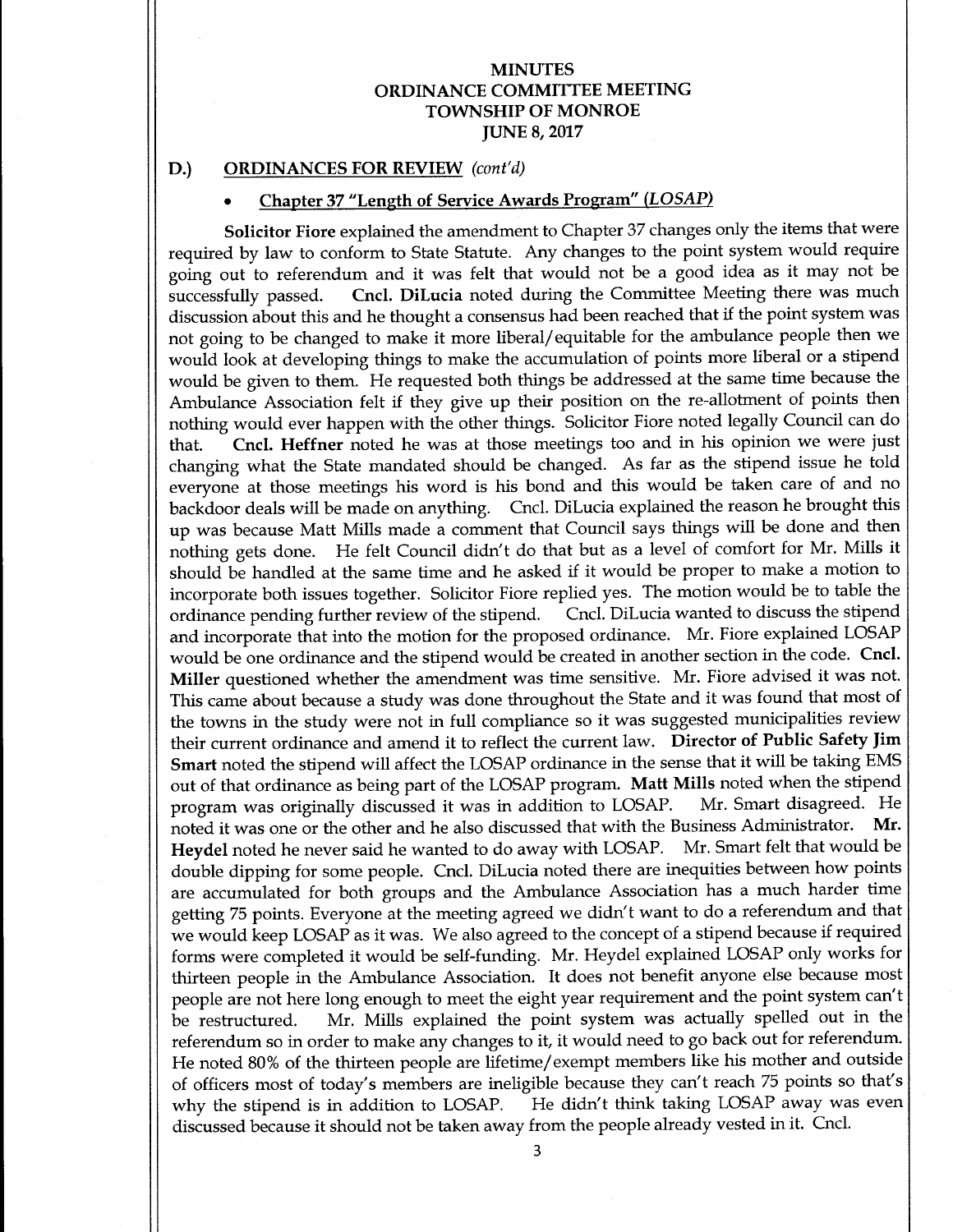## MINUTES
## ORDINANCE COMMITTEE MEETING
## TOWNSHIP OF MONROE
## JUNE 8, 2017

### D.) ORDINANCES FOR REVIEW *(cont'd)*

- **Chapter 37 "Length of Service Awards Program" (*LOSAP*)**

**Solicitor Fiore** explained the amendment to Chapter 37 changes only the items that were required by law to conform to State Statute. Any changes to the point system would require going out to referendum and it was felt that would not be a good idea as it may not be successfully passed. **Cncl. DiLucia** noted during the Committee Meeting there was much discussion about this and he thought a consensus had been reached that if the point system was not going to be changed to make it more liberal/equitable for the ambulance people then we would look at developing things to make the accumulation of points more liberal or a stipend would be given to them. He requested both things be addressed at the same time because the Ambulance Association felt if they give up their position on the re-allotment of points then nothing would ever happen with the other things. Solicitor Fiore noted legally Council can do that. **Cncl. Heffner** noted he was at those meetings too and in his opinion we were just changing what the State mandated should be changed. As far as the stipend issue he told everyone at those meetings his word is his bond and this would be taken care of and no backdoor deals will be made on anything. Cncl. DiLucia explained the reason he brought this up was because Matt Mills made a comment that Council says things will be done and then nothing gets done. He felt Council didn't do that but as a level of comfort for Mr. Mills it should be handled at the same time and he asked if it would be proper to make a motion to incorporate both issues together. Solicitor Fiore replied yes. The motion would be to table the ordinance pending further review of the stipend. Cncl. DiLucia wanted to discuss the stipend and incorporate that into the motion for the proposed ordinance. Mr. Fiore explained LOSAP would be one ordinance and the stipend would be created in another section in the code. **Cncl. Miller** questioned whether the amendment was time sensitive. Mr. Fiore advised it was not. This came about because a study was done throughout the State and it was found that most of the towns in the study were not in full compliance so it was suggested municipalities review their current ordinance and amend it to reflect the current law. **Director of Public Safety Jim Smart** noted the stipend will affect the LOSAP ordinance in the sense that it will be taking EMS out of that ordinance as being part of the LOSAP program. **Matt Mills** noted when the stipend program was originally discussed it was in addition to LOSAP. Mr. Smart disagreed. He noted it was one or the other and he also discussed that with the Business Administrator. **Mr. Heydel** noted he never said he wanted to do away with LOSAP. Mr. Smart felt that would be double dipping for some people. Cncl. DiLucia noted there are inequities between how points are accumulated for both groups and the Ambulance Association has a much harder time getting 75 points. Everyone at the meeting agreed we didn't want to do a referendum and that we would keep LOSAP as it was. We also agreed to the concept of a stipend because if required forms were completed it would be self-funding. Mr. Heydel explained LOSAP only works for thirteen people in the Ambulance Association. It does not benefit anyone else because most people are not here long enough to meet the eight year requirement and the point system can't be restructured. Mr. Mills explained the point system was actually spelled out in the referendum so in order to make any changes to it, it would need to go back out for referendum. He noted 80% of the thirteen people are lifetime/exempt members like his mother and outside of officers most of today's members are ineligible because they can't reach 75 points so that's why the stipend is in addition to LOSAP. He didn't think taking LOSAP away was even discussed because it should not be taken away from the people already vested in it. Cncl.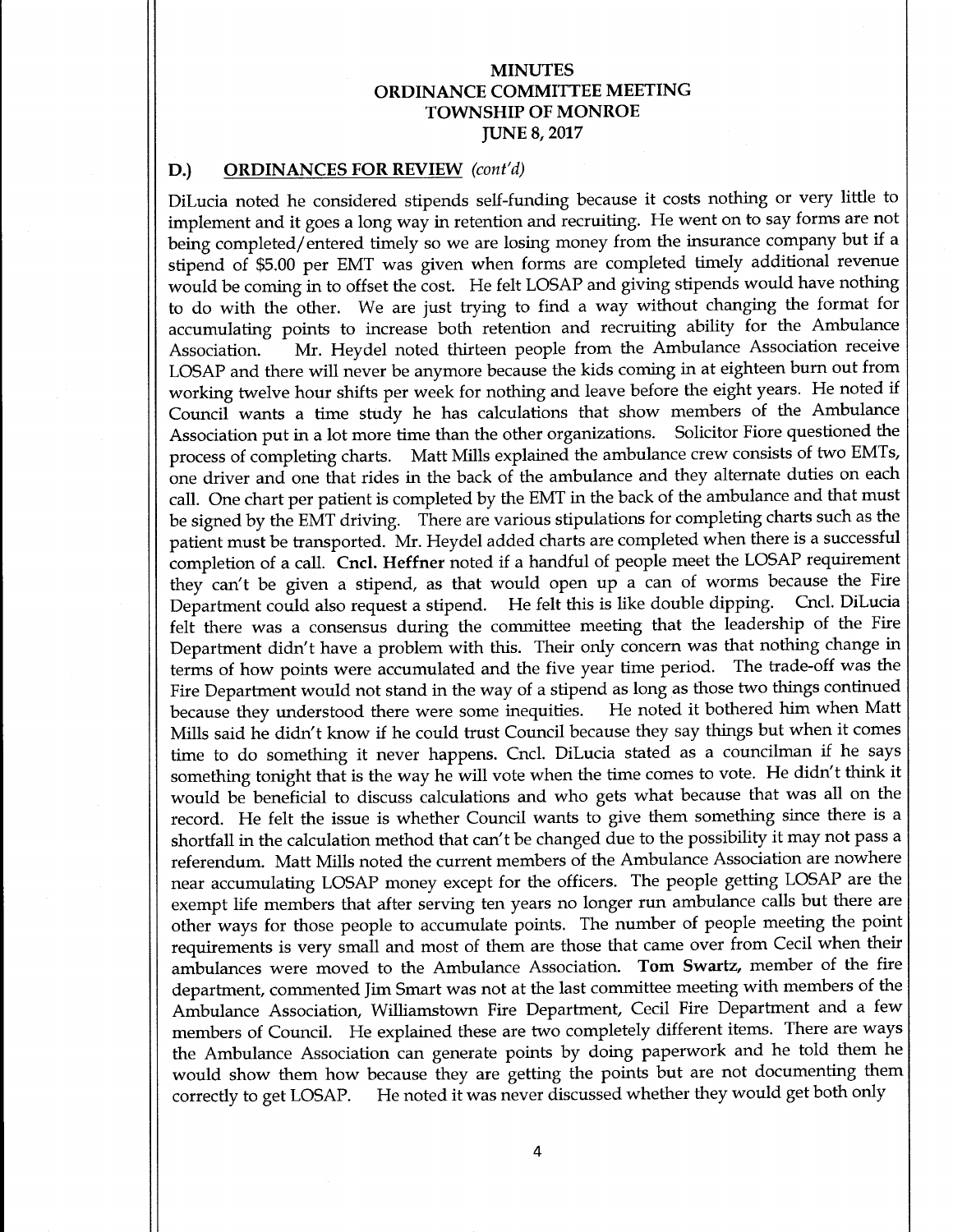# MINUTES
# ORDINANCE COMMITTEE MEETING
# TOWNSHIP OF MONROE
# JUNE 8, 2017

## D.) ORDINANCES FOR REVIEW *(cont'd)*

DiLucia noted he considered stipends self-funding because it costs nothing or very little to implement and it goes a long way in retention and recruiting. He went on to say forms are not being completed/entered timely so we are losing money from the insurance company but if a stipend of $5.00 per EMT was given when forms are completed timely additional revenue would be coming in to offset the cost. He felt LOSAP and giving stipends would have nothing to do with the other. We are just trying to find a way without changing the format for accumulating points to increase both retention and recruiting ability for the Ambulance Association. Mr. Heydel noted thirteen people from the Ambulance Association receive LOSAP and there will never be anymore because the kids coming in at eighteen burn out from working twelve hour shifts per week for nothing and leave before the eight years. He noted if Council wants a time study he has calculations that show members of the Ambulance Association put in a lot more time than the other organizations. Solicitor Fiore questioned the process of completing charts. Matt Mills explained the ambulance crew consists of two EMTs, one driver and one that rides in the back of the ambulance and they alternate duties on each call. One chart per patient is completed by the EMT in the back of the ambulance and that must be signed by the EMT driving. There are various stipulations for completing charts such as the patient must be transported. Mr. Heydel added charts are completed when there is a successful completion of a call. **Cncl. Heffner** noted if a handful of people meet the LOSAP requirement they can't be given a stipend, as that would open up a can of worms because the Fire Department could also request a stipend. He felt this is like double dipping. Cncl. DiLucia felt there was a consensus during the committee meeting that the leadership of the Fire Department didn't have a problem with this. Their only concern was that nothing change in terms of how points were accumulated and the five year time period. The trade-off was the Fire Department would not stand in the way of a stipend as long as those two things continued because they understood there were some inequities. He noted it bothered him when Matt Mills said he didn't know if he could trust Council because they say things but when it comes time to do something it never happens. Cncl. DiLucia stated as a councilman if he says something tonight that is the way he will vote when the time comes to vote. He didn't think it would be beneficial to discuss calculations and who gets what because that was all on the record. He felt the issue is whether Council wants to give them something since there is a shortfall in the calculation method that can't be changed due to the possibility it may not pass a referendum. Matt Mills noted the current members of the Ambulance Association are nowhere near accumulating LOSAP money except for the officers. The people getting LOSAP are the exempt life members that after serving ten years no longer run ambulance calls but there are other ways for those people to accumulate points. The number of people meeting the point requirements is very small and most of them are those that came over from Cecil when their ambulances were moved to the Ambulance Association. **Tom Swartz,** member of the fire department, commented Jim Smart was not at the last committee meeting with members of the Ambulance Association, Williamstown Fire Department, Cecil Fire Department and a few members of Council. He explained these are two completely different items. There are ways the Ambulance Association can generate points by doing paperwork and he told them he would show them how because they are getting the points but are not documenting them correctly to get LOSAP. He noted it was never discussed whether they would get both only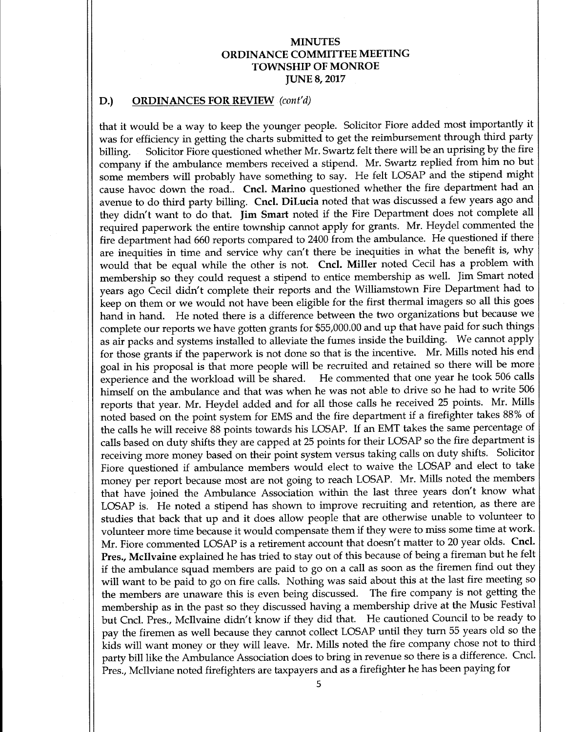## D.) ORDINANCES FOR REVIEW *(cont'd)*

that it would be a way to keep the younger people. Solicitor Fiore added most importantly it was for efficiency in getting the charts submitted to get the reimbursement through third party billing. Solicitor Fiore questioned whether Mr. Swartz felt there will be an uprising by the fire company if the ambulance members received a stipend. Mr. Swartz replied from him no but some members will probably have something to say. He felt LOSAP and the stipend might cause havoc down the road.. **Cncl. Marino** questioned whether the fire department had an avenue to do third party billing. **Cncl. DiLucia** noted that was discussed a few years ago and they didn't want to do that. **Jim Smart** noted if the Fire Department does not complete all required paperwork the entire township cannot apply for grants. Mr. Heydel commented the fire department had 660 reports compared to 2400 from the ambulance. He questioned if there are inequities in time and service why can't there be inequities in what the benefit is, why would that be equal while the other is not. **Cncl. Miller** noted Cecil has a problem with membership so they could request a stipend to entice membership as well. Jim Smart noted years ago Cecil didn't complete their reports and the Williamstown Fire Department had to keep on them or we would not have been eligible for the first thermal imagers so all this goes hand in hand. He noted there is a difference between the two organizations but because we complete our reports we have gotten grants for $55,000.00 and up that have paid for such things as air packs and systems installed to alleviate the fumes inside the building. We cannot apply for those grants if the paperwork is not done so that is the incentive. Mr. Mills noted his end goal in his proposal is that more people will be recruited and retained so there will be more experience and the workload will be shared. He commented that one year he took 506 calls himself on the ambulance and that was when he was not able to drive so he had to write 506 reports that year. Mr. Heydel added and for all those calls he received 25 points. Mr. Mills noted based on the point system for EMS and the fire department if a firefighter takes 88% of the calls he will receive 88 points towards his LOSAP. If an EMT takes the same percentage of calls based on duty shifts they are capped at 25 points for their LOSAP so the fire department is receiving more money based on their point system versus taking calls on duty shifts. Solicitor Fiore questioned if ambulance members would elect to waive the LOSAP and elect to take money per report because most are not going to reach LOSAP. Mr. Mills noted the members that have joined the Ambulance Association within the last three years don't know what LOSAP is. He noted a stipend has shown to improve recruiting and retention, as there are studies that back that up and it does allow people that are otherwise unable to volunteer to volunteer more time because it would compensate them if they were to miss some time at work. Mr. Fiore commented LOSAP is a retirement account that doesn't matter to 20 year olds. **Cncl. Pres., McIlvaine** explained he has tried to stay out of this because of being a fireman but he felt if the ambulance squad members are paid to go on a call as soon as the firemen find out they will want to be paid to go on fire calls. Nothing was said about this at the last fire meeting so the members are unaware this is even being discussed. The fire company is not getting the membership as in the past so they discussed having a membership drive at the Music Festival but Cncl. Pres., McIlvaine didn't know if they did that. He cautioned Council to be ready to pay the firemen as well because they cannot collect LOSAP until they turn 55 years old so the kids will want money or they will leave. Mr. Mills noted the fire company chose not to third party bill like the Ambulance Association does to bring in revenue so there is a difference. Cncl. Pres., McIlviane noted firefighters are taxpayers and as a firefighter he has been paying for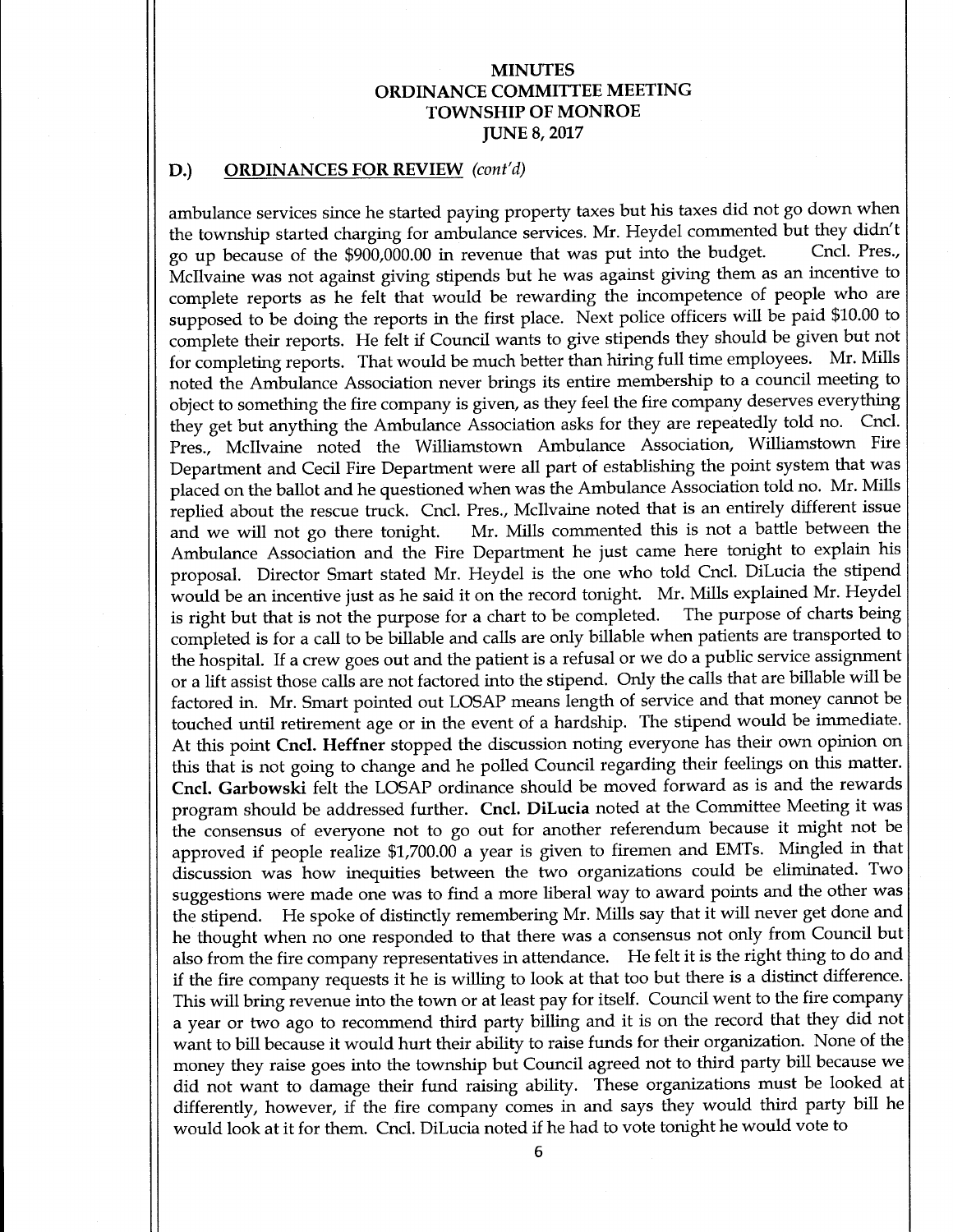## D.) ORDINANCES FOR REVIEW *(cont'd)*

ambulance services since he started paying property taxes but his taxes did not go down when the township started charging for ambulance services. Mr. Heydel commented but they didn't go up because of the $900,000.00 in revenue that was put into the budget. Cncl. Pres., McIlvaine was not against giving stipends but he was against giving them as an incentive to complete reports as he felt that would be rewarding the incompetence of people who are supposed to be doing the reports in the first place. Next police officers will be paid $10.00 to complete their reports. He felt if Council wants to give stipends they should be given but not for completing reports. That would be much better than hiring full time employees. Mr. Mills noted the Ambulance Association never brings its entire membership to a council meeting to object to something the fire company is given, as they feel the fire company deserves everything they get but anything the Ambulance Association asks for they are repeatedly told no. Cncl. Pres., McIlvaine noted the Williamstown Ambulance Association, Williamstown Fire Department and Cecil Fire Department were all part of establishing the point system that was placed on the ballot and he questioned when was the Ambulance Association told no. Mr. Mills replied about the rescue truck. Cncl. Pres., McIlvaine noted that is an entirely different issue and we will not go there tonight. Mr. Mills commented this is not a battle between the Ambulance Association and the Fire Department he just came here tonight to explain his proposal. Director Smart stated Mr. Heydel is the one who told Cncl. DiLucia the stipend would be an incentive just as he said it on the record tonight. Mr. Mills explained Mr. Heydel is right but that is not the purpose for a chart to be completed. The purpose of charts being completed is for a call to be billable and calls are only billable when patients are transported to the hospital. If a crew goes out and the patient is a refusal or we do a public service assignment or a lift assist those calls are not factored into the stipend. Only the calls that are billable will be factored in. Mr. Smart pointed out LOSAP means length of service and that money cannot be touched until retirement age or in the event of a hardship. The stipend would be immediate. At this point **Cncl. Heffner** stopped the discussion noting everyone has their own opinion on this that is not going to change and he polled Council regarding their feelings on this matter. **Cncl. Garbowski** felt the LOSAP ordinance should be moved forward as is and the rewards program should be addressed further. **Cncl. DiLucia** noted at the Committee Meeting it was the consensus of everyone not to go out for another referendum because it might not be approved if people realize $1,700.00 a year is given to firemen and EMTs. Mingled in that discussion was how inequities between the two organizations could be eliminated. Two suggestions were made one was to find a more liberal way to award points and the other was the stipend. He spoke of distinctly remembering Mr. Mills say that it will never get done and he thought when no one responded to that there was a consensus not only from Council but also from the fire company representatives in attendance. He felt it is the right thing to do and if the fire company requests it he is willing to look at that too but there is a distinct difference. This will bring revenue into the town or at least pay for itself. Council went to the fire company a year or two ago to recommend third party billing and it is on the record that they did not want to bill because it would hurt their ability to raise funds for their organization. None of the money they raise goes into the township but Council agreed not to third party bill because we did not want to damage their fund raising ability. These organizations must be looked at differently, however, if the fire company comes in and says they would third party bill he would look at it for them. Cncl. DiLucia noted if he had to vote tonight he would vote to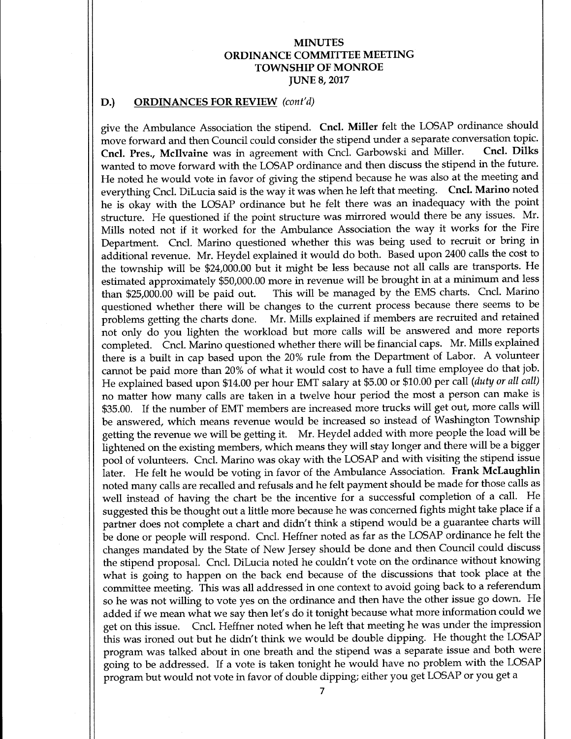## D.) ORDINANCES FOR REVIEW *(cont'd)*

give the Ambulance Association the stipend. **Cncl. Miller** felt the LOSAP ordinance should move forward and then Council could consider the stipend under a separate conversation topic. **Cncl. Pres., McIlvaine** was in agreement with Cncl. Garbowski and Miller. **Cncl. Dilks** wanted to move forward with the LOSAP ordinance and then discuss the stipend in the future. He noted he would vote in favor of giving the stipend because he was also at the meeting and everything Cncl. DiLucia said is the way it was when he left that meeting. **Cncl. Marino** noted he is okay with the LOSAP ordinance but he felt there was an inadequacy with the point structure. He questioned if the point structure was mirrored would there be any issues. Mr. Mills noted not if it worked for the Ambulance Association the way it works for the Fire Department. Cncl. Marino questioned whether this was being used to recruit or bring in additional revenue. Mr. Heydel explained it would do both. Based upon 2400 calls the cost to the township will be $24,000.00 but it might be less because not all calls are transports. He estimated approximately $50,000.00 more in revenue will be brought in at a minimum and less than $25,000.00 will be paid out. This will be managed by the EMS charts. Cncl. Marino questioned whether there will be changes to the current process because there seems to be problems getting the charts done. Mr. Mills explained if members are recruited and retained not only do you lighten the workload but more calls will be answered and more reports completed. Cncl. Marino questioned whether there will be financial caps. Mr. Mills explained there is a built in cap based upon the 20% rule from the Department of Labor. A volunteer cannot be paid more than 20% of what it would cost to have a full time employee do that job. He explained based upon $14.00 per hour EMT salary at $5.00 or $10.00 per call *(duty or all call)* no matter how many calls are taken in a twelve hour period the most a person can make is $35.00. If the number of EMT members are increased more trucks will get out, more calls will be answered, which means revenue would be increased so instead of Washington Township getting the revenue we will be getting it. Mr. Heydel added with more people the load will be lightened on the existing members, which means they will stay longer and there will be a bigger pool of volunteers. Cncl. Marino was okay with the LOSAP and with visiting the stipend issue later. He felt he would be voting in favor of the Ambulance Association. **Frank McLaughlin** noted many calls are recalled and refusals and he felt payment should be made for those calls as well instead of having the chart be the incentive for a successful completion of a call. He suggested this be thought out a little more because he was concerned fights might take place if a partner does not complete a chart and didn't think a stipend would be a guarantee charts will be done or people will respond. Cncl. Heffner noted as far as the LOSAP ordinance he felt the changes mandated by the State of New Jersey should be done and then Council could discuss the stipend proposal. Cncl. DiLucia noted he couldn't vote on the ordinance without knowing what is going to happen on the back end because of the discussions that took place at the committee meeting. This was all addressed in one context to avoid going back to a referendum so he was not willing to vote yes on the ordinance and then have the other issue go down. He added if we mean what we say then let's do it tonight because what more information could we get on this issue. Cncl. Heffner noted when he left that meeting he was under the impression this was ironed out but he didn't think we would be double dipping. He thought the LOSAP program was talked about in one breath and the stipend was a separate issue and both were going to be addressed. If a vote is taken tonight he would have no problem with the LOSAP program but would not vote in favor of double dipping; either you get LOSAP or you get a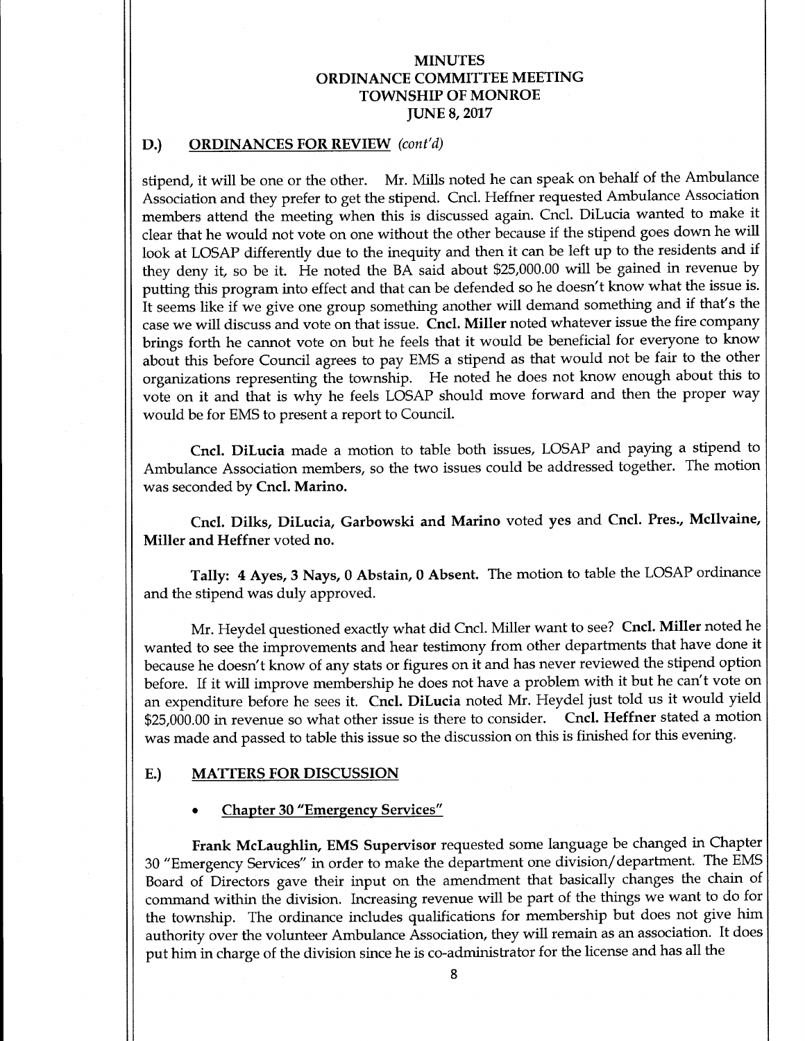# MINUTES
# ORDINANCE COMMITTEE MEETING
# TOWNSHIP OF MONROE
# JUNE 8, 2017

## D.) ORDINANCES FOR REVIEW *(cont'd)*

stipend, it will be one or the other. Mr. Mills noted he can speak on behalf of the Ambulance Association and they prefer to get the stipend. Cncl. Heffner requested Ambulance Association members attend the meeting when this is discussed again. Cncl. DiLucia wanted to make it clear that he would not vote on one without the other because if the stipend goes down he will look at LOSAP differently due to the inequity and then it can be left up to the residents and if they deny it, so be it. He noted the BA said about $25,000.00 will be gained in revenue by putting this program into effect and that can be defended so he doesn't know what the issue is. It seems like if we give one group something another will demand something and if that's the case we will discuss and vote on that issue. **Cncl. Miller** noted whatever issue the fire company brings forth he cannot vote on but he feels that it would be beneficial for everyone to know about this before Council agrees to pay EMS a stipend as that would not be fair to the other organizations representing the township. He noted he does not know enough about this to vote on it and that is why he feels LOSAP should move forward and then the proper way would be for EMS to present a report to Council.

**Cncl. DiLucia** made a motion to table both issues, LOSAP and paying a stipend to Ambulance Association members, so the two issues could be addressed together. The motion was seconded by **Cncl. Marino.**

**Cncl. Dilks, DiLucia, Garbowski and Marino** voted **yes** and **Cncl. Pres., McIlvaine, Miller and Heffner** voted **no.**

**Tally: 4 Ayes, 3 Nays, 0 Abstain, 0 Absent.** The motion to table the LOSAP ordinance and the stipend was duly approved.

Mr. Heydel questioned exactly what did Cncl. Miller want to see? **Cncl. Miller** noted he wanted to see the improvements and hear testimony from other departments that have done it because he doesn't know of any stats or figures on it and has never reviewed the stipend option before. If it will improve membership he does not have a problem with it but he can't vote on an expenditure before he sees it. **Cncl. DiLucia** noted Mr. Heydel just told us it would yield $25,000.00 in revenue so what other issue is there to consider. **Cncl. Heffner** stated a motion was made and passed to table this issue so the discussion on this is finished for this evening.

## E.) MATTERS FOR DISCUSSION

- **Chapter 30 "Emergency Services"**

**Frank McLaughlin, EMS Supervisor** requested some language be changed in Chapter 30 "Emergency Services" in order to make the department one division/department. The EMS Board of Directors gave their input on the amendment that basically changes the chain of command within the division. Increasing revenue will be part of the things we want to do for the township. The ordinance includes qualifications for membership but does not give him authority over the volunteer Ambulance Association, they will remain as an association. It does put him in charge of the division since he is co-administrator for the license and has all the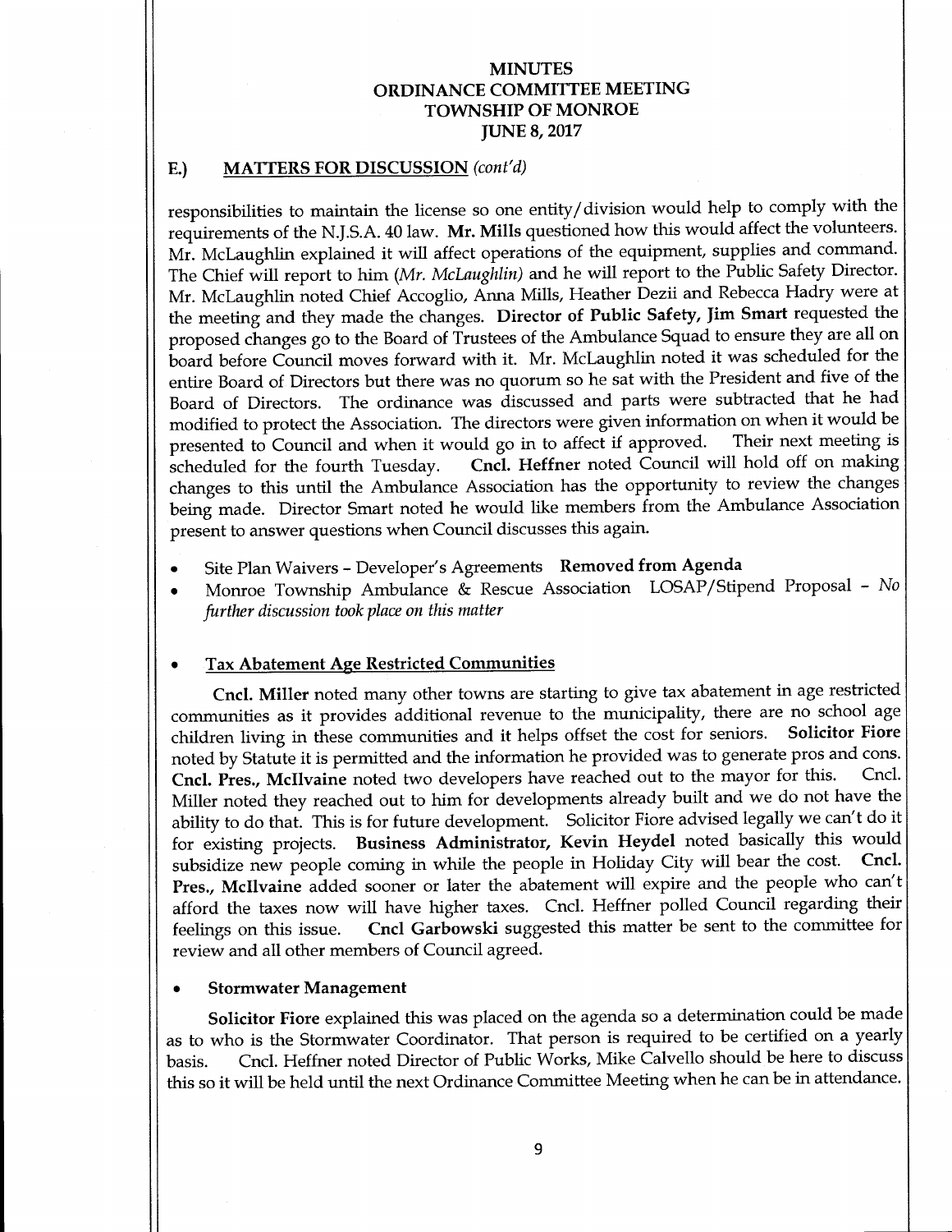## E.) MATTERS FOR DISCUSSION *(cont'd)*

responsibilities to maintain the license so one entity/division would help to comply with the requirements of the N.J.S.A. 40 law. **Mr. Mills** questioned how this would affect the volunteers. Mr. McLaughlin explained it will affect operations of the equipment, supplies and command. The Chief will report to him *(Mr. McLaughlin)* and he will report to the Public Safety Director. Mr. McLaughlin noted Chief Accoglio, Anna Mills, Heather Dezii and Rebecca Hadry were at the meeting and they made the changes. **Director of Public Safety, Jim Smart** requested the proposed changes go to the Board of Trustees of the Ambulance Squad to ensure they are all on board before Council moves forward with it. Mr. McLaughlin noted it was scheduled for the entire Board of Directors but there was no quorum so he sat with the President and five of the Board of Directors. The ordinance was discussed and parts were subtracted that he had modified to protect the Association. The directors were given information on when it would be presented to Council and when it would go in to affect if approved. Their next meeting is scheduled for the fourth Tuesday. **Cncl. Heffner** noted Council will hold off on making changes to this until the Ambulance Association has the opportunity to review the changes being made. Director Smart noted he would like members from the Ambulance Association present to answer questions when Council discusses this again.

- Site Plan Waivers – Developer's Agreements **Removed from Agenda**
- Monroe Township Ambulance & Rescue Association LOSAP/Stipend Proposal – *No further discussion took place on this matter*

- **Tax Abatement Age Restricted Communities**

**Cncl. Miller** noted many other towns are starting to give tax abatement in age restricted communities as it provides additional revenue to the municipality, there are no school age children living in these communities and it helps offset the cost for seniors. **Solicitor Fiore** noted by Statute it is permitted and the information he provided was to generate pros and cons. **Cncl. Pres., McIlvaine** noted two developers have reached out to the mayor for this. Cncl. Miller noted they reached out to him for developments already built and we do not have the ability to do that. This is for future development. Solicitor Fiore advised legally we can't do it for existing projects. **Business Administrator, Kevin Heydel** noted basically this would subsidize new people coming in while the people in Holiday City will bear the cost. **Cncl. Pres., McIlvaine** added sooner or later the abatement will expire and the people who can't afford the taxes now will have higher taxes. Cncl. Heffner polled Council regarding their feelings on this issue. **Cncl Garbowski** suggested this matter be sent to the committee for review and all other members of Council agreed.

- **Stormwater Management**

**Solicitor Fiore** explained this was placed on the agenda so a determination could be made as to who is the Stormwater Coordinator. That person is required to be certified on a yearly basis. Cncl. Heffner noted Director of Public Works, Mike Calvello should be here to discuss this so it will be held until the next Ordinance Committee Meeting when he can be in attendance.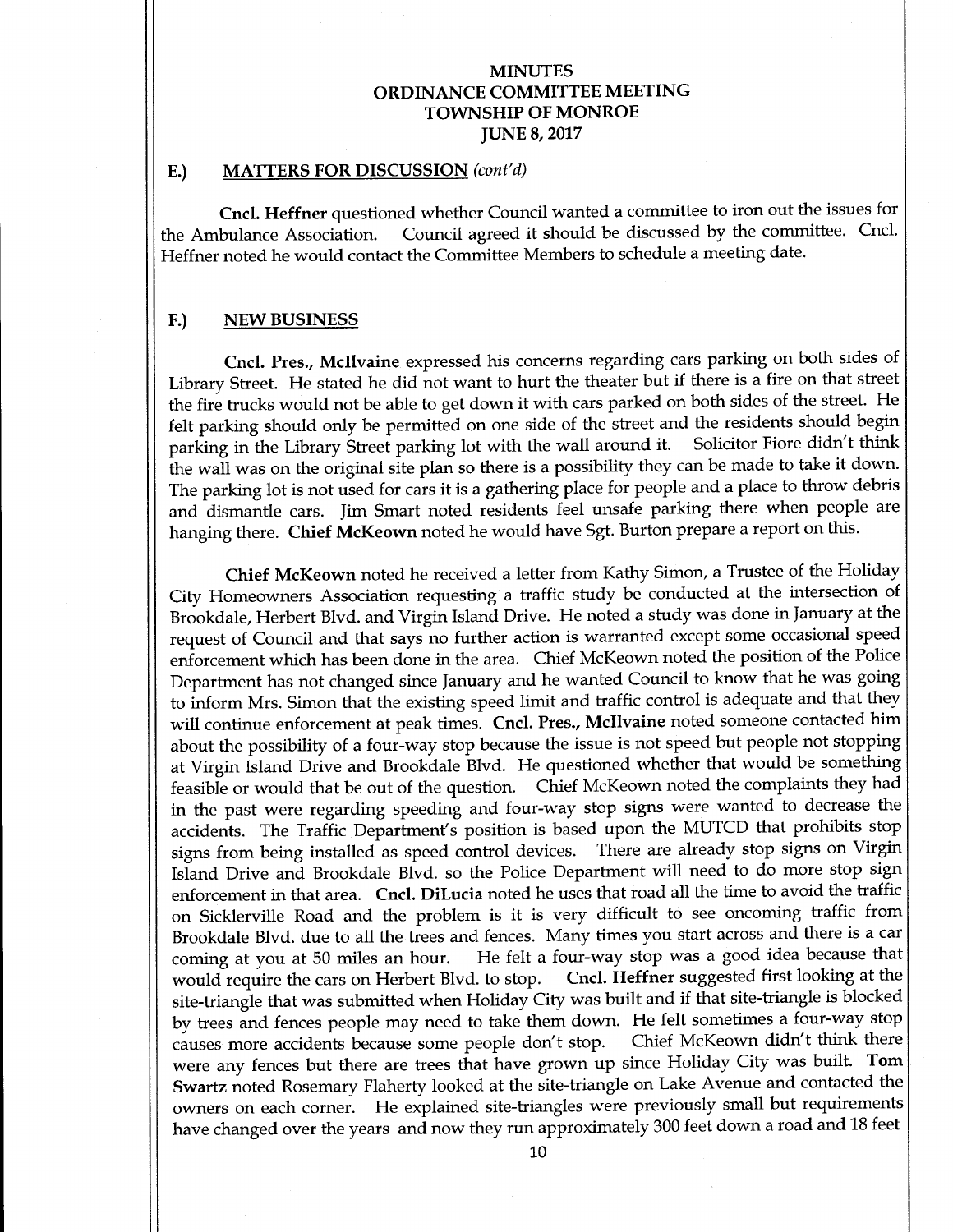**MINUTES**
**ORDINANCE COMMITTEE MEETING**
**TOWNSHIP OF MONROE**
**JUNE 8, 2017**

## E.) MATTERS FOR DISCUSSION *(cont'd)*

**Cncl. Heffner** questioned whether Council wanted a committee to iron out the issues for the Ambulance Association. Council agreed it should be discussed by the committee. Cncl. Heffner noted he would contact the Committee Members to schedule a meeting date.

## F.) NEW BUSINESS

**Cncl. Pres., McIlvaine** expressed his concerns regarding cars parking on both sides of Library Street. He stated he did not want to hurt the theater but if there is a fire on that street the fire trucks would not be able to get down it with cars parked on both sides of the street. He felt parking should only be permitted on one side of the street and the residents should begin parking in the Library Street parking lot with the wall around it. Solicitor Fiore didn't think the wall was on the original site plan so there is a possibility they can be made to take it down. The parking lot is not used for cars it is a gathering place for people and a place to throw debris and dismantle cars. Jim Smart noted residents feel unsafe parking there when people are hanging there. **Chief McKeown** noted he would have Sgt. Burton prepare a report on this.

**Chief McKeown** noted he received a letter from Kathy Simon, a Trustee of the Holiday City Homeowners Association requesting a traffic study be conducted at the intersection of Brookdale, Herbert Blvd. and Virgin Island Drive. He noted a study was done in January at the request of Council and that says no further action is warranted except some occasional speed enforcement which has been done in the area. Chief McKeown noted the position of the Police Department has not changed since January and he wanted Council to know that he was going to inform Mrs. Simon that the existing speed limit and traffic control is adequate and that they will continue enforcement at peak times. **Cncl. Pres., McIlvaine** noted someone contacted him about the possibility of a four-way stop because the issue is not speed but people not stopping at Virgin Island Drive and Brookdale Blvd. He questioned whether that would be something feasible or would that be out of the question. Chief McKeown noted the complaints they had in the past were regarding speeding and four-way stop signs were wanted to decrease the accidents. The Traffic Department's position is based upon the MUTCD that prohibits stop signs from being installed as speed control devices. There are already stop signs on Virgin Island Drive and Brookdale Blvd. so the Police Department will need to do more stop sign enforcement in that area. **Cncl. DiLucia** noted he uses that road all the time to avoid the traffic on Sicklerville Road and the problem is it is very difficult to see oncoming traffic from Brookdale Blvd. due to all the trees and fences. Many times you start across and there is a car coming at you at 50 miles an hour. He felt a four-way stop was a good idea because that would require the cars on Herbert Blvd. to stop. **Cncl. Heffner** suggested first looking at the site-triangle that was submitted when Holiday City was built and if that site-triangle is blocked by trees and fences people may need to take them down. He felt sometimes a four-way stop causes more accidents because some people don't stop. Chief McKeown didn't think there were any fences but there are trees that have grown up since Holiday City was built. **Tom Swartz** noted Rosemary Flaherty looked at the site-triangle on Lake Avenue and contacted the owners on each corner. He explained site-triangles were previously small but requirements have changed over the years and now they run approximately 300 feet down a road and 18 feet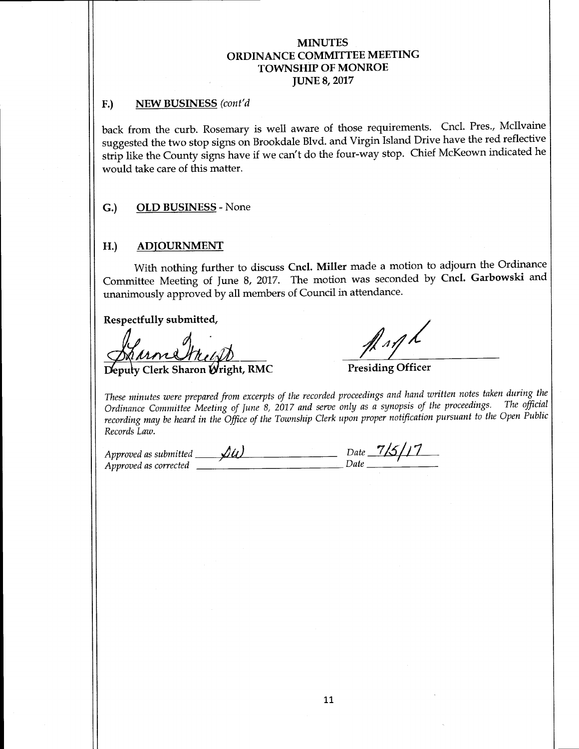# MINUTES
# ORDINANCE COMMITTEE MEETING
# TOWNSHIP OF MONROE
# JUNE 8, 2017

## F.) NEW BUSINESS *(cont'd)*

back from the curb. Rosemary is well aware of those requirements. Cncl. Pres., McIlvaine suggested the two stop signs on Brookdale Blvd. and Virgin Island Drive have the red reflective strip like the County signs have if we can't do the four-way stop. Chief McKeown indicated he would take care of this matter.

## G.) OLD BUSINESS - None

## H.) ADJOURNMENT

With nothing further to discuss **Cncl. Miller** made a motion to adjourn the Ordinance Committee Meeting of June 8, 2017. The motion was seconded by **Cncl. Garbowski** and unanimously approved by all members of Council in attendance.

**Respectfully submitted,**

**Deputy Clerk Sharon Wright, RMC**

**Presiding Officer**

*These minutes were prepared from excerpts of the recorded proceedings and hand written notes taken during the Ordinance Committee Meeting of June 8, 2017 and serve only as a synopsis of the proceedings. The official recording may be heard in the Office of the Township Clerk upon proper notification pursuant to the Open Public Records Law.*

*Approved as submitted* AW *Date* 7/5/17

*Approved as corrected* ____________ *Date* ____________